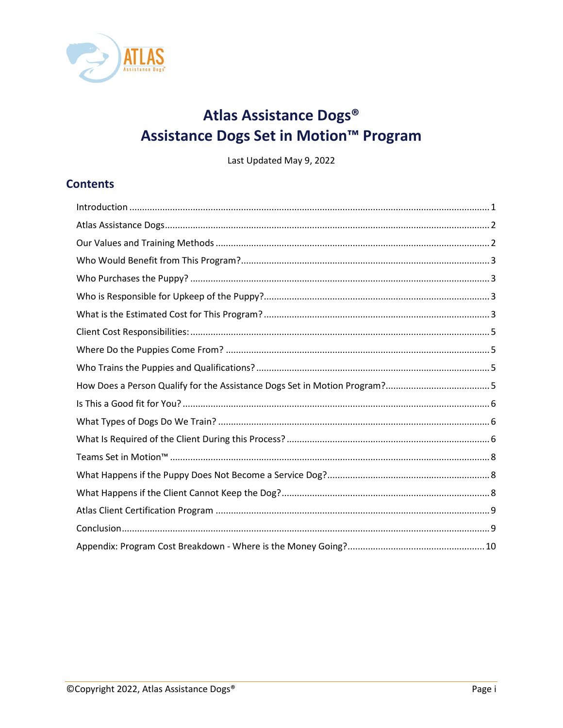# Atlas Assistance Dogs®
# Assistance Dogs Set in Motion™ Program

Last Updated May 9, 2022

## Contents

Introduction ........................................................................ 1
Atlas Assistance Dogs ........................................................................ 2
Our Values and Training Methods ........................................................................ 2
Who Would Benefit from This Program? ........................................................................ 3
Who Purchases the Puppy? ........................................................................ 3
Who is Responsible for Upkeep of the Puppy? ........................................................................ 3
What is the Estimated Cost for This Program? ........................................................................ 3
Client Cost Responsibilities: ........................................................................ 5
Where Do the Puppies Come From? ........................................................................ 5
Who Trains the Puppies and Qualifications? ........................................................................ 5
How Does a Person Qualify for the Assistance Dogs Set in Motion Program? ........................................................................ 5
Is This a Good fit for You? ........................................................................ 6
What Types of Dogs Do We Train? ........................................................................ 6
What Is Required of the Client During this Process? ........................................................................ 6
Teams Set in Motion™ ........................................................................ 8
What Happens if the Puppy Does Not Become a Service Dog? ........................................................................ 8
What Happens if the Client Cannot Keep the Dog? ........................................................................ 8
Atlas Client Certification Program ........................................................................ 9
Conclusion ........................................................................ 9
Appendix: Program Cost Breakdown - Where is the Money Going? ........................................................................ 10

©Copyright 2022, Atlas Assistance Dogs®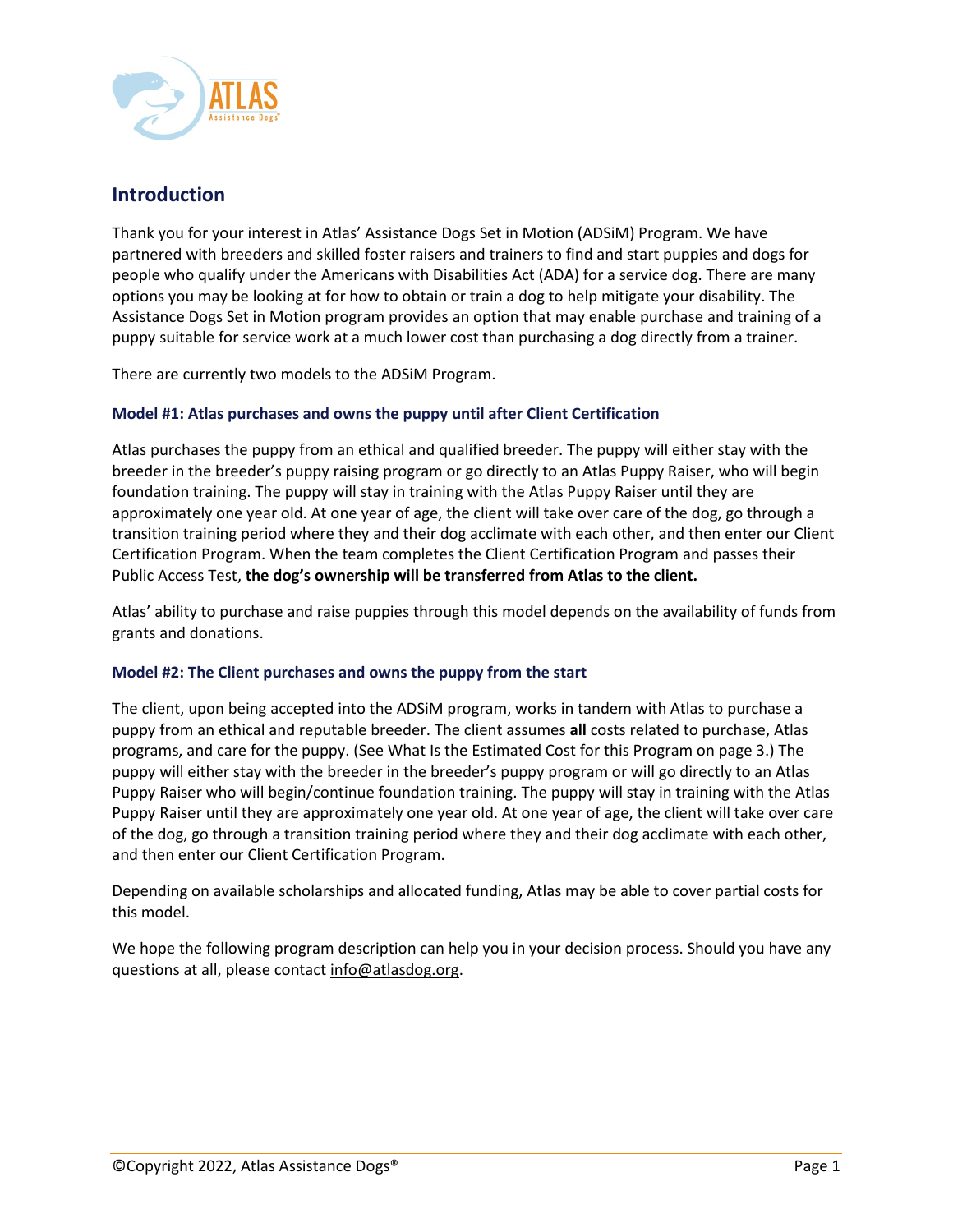## Introduction

Thank you for your interest in Atlas' Assistance Dogs Set in Motion (ADSiM) Program. We have partnered with breeders and skilled foster raisers and trainers to find and start puppies and dogs for people who qualify under the Americans with Disabilities Act (ADA) for a service dog. There are many options you may be looking at for how to obtain or train a dog to help mitigate your disability. The Assistance Dogs Set in Motion program provides an option that may enable purchase and training of a puppy suitable for service work at a much lower cost than purchasing a dog directly from a trainer.

There are currently two models to the ADSiM Program.

### Model #1: Atlas purchases and owns the puppy until after Client Certification

Atlas purchases the puppy from an ethical and qualified breeder. The puppy will either stay with the breeder in the breeder's puppy raising program or go directly to an Atlas Puppy Raiser, who will begin foundation training. The puppy will stay in training with the Atlas Puppy Raiser until they are approximately one year old. At one year of age, the client will take over care of the dog, go through a transition training period where they and their dog acclimate with each other, and then enter our Client Certification Program. When the team completes the Client Certification Program and passes their Public Access Test, **the dog's ownership will be transferred from Atlas to the client.**

Atlas' ability to purchase and raise puppies through this model depends on the availability of funds from grants and donations.

### Model #2: The Client purchases and owns the puppy from the start

The client, upon being accepted into the ADSiM program, works in tandem with Atlas to purchase a puppy from an ethical and reputable breeder. The client assumes **all** costs related to purchase, Atlas programs, and care for the puppy. (See What Is the Estimated Cost for this Program on page 3.) The puppy will either stay with the breeder in the breeder's puppy program or will go directly to an Atlas Puppy Raiser who will begin/continue foundation training. The puppy will stay in training with the Atlas Puppy Raiser until they are approximately one year old. At one year of age, the client will take over care of the dog, go through a transition training period where they and their dog acclimate with each other, and then enter our Client Certification Program.

Depending on available scholarships and allocated funding, Atlas may be able to cover partial costs for this model.

We hope the following program description can help you in your decision process. Should you have any questions at all, please contact info@atlasdog.org.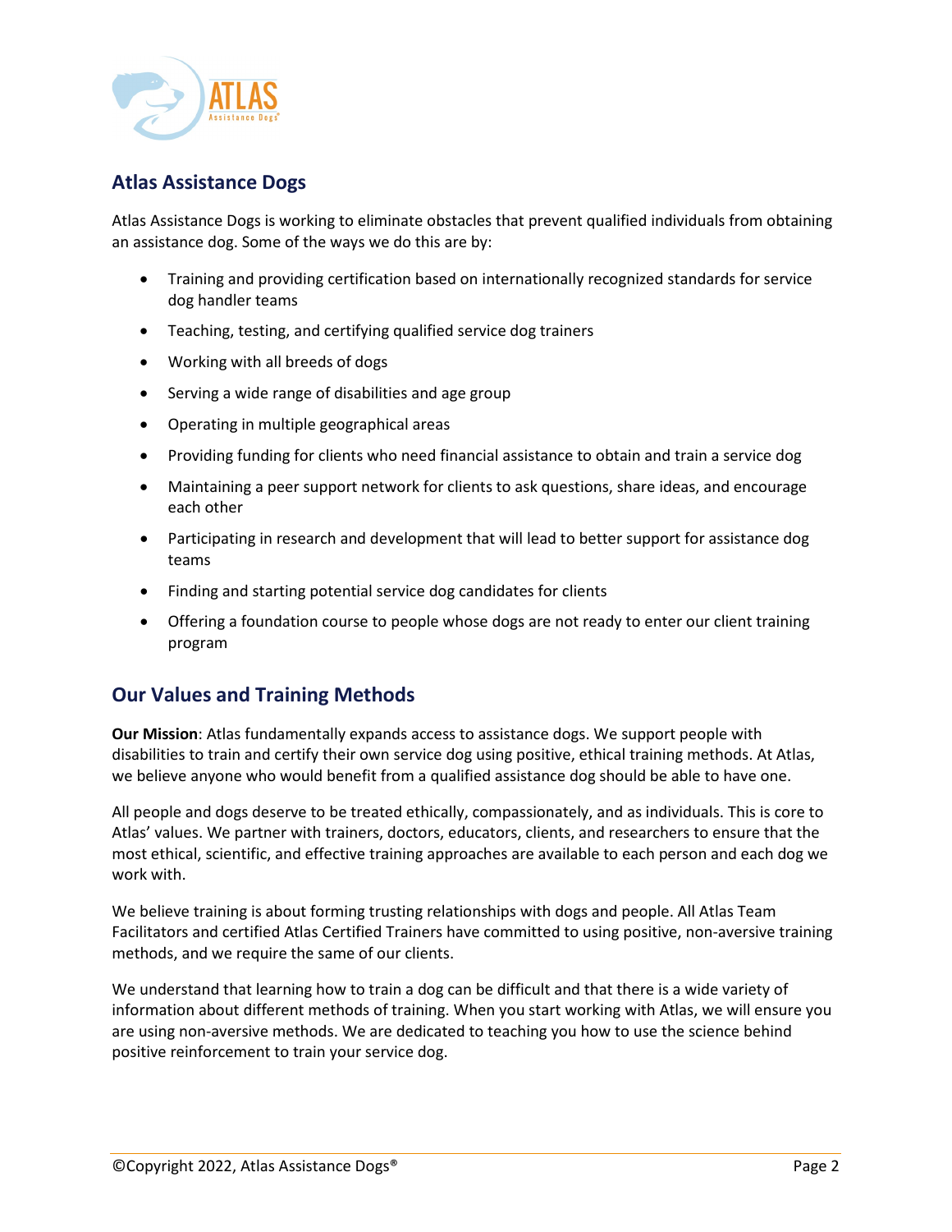## Atlas Assistance Dogs

Atlas Assistance Dogs is working to eliminate obstacles that prevent qualified individuals from obtaining an assistance dog. Some of the ways we do this are by:

- Training and providing certification based on internationally recognized standards for service dog handler teams
- Teaching, testing, and certifying qualified service dog trainers
- Working with all breeds of dogs
- Serving a wide range of disabilities and age group
- Operating in multiple geographical areas
- Providing funding for clients who need financial assistance to obtain and train a service dog
- Maintaining a peer support network for clients to ask questions, share ideas, and encourage each other
- Participating in research and development that will lead to better support for assistance dog teams
- Finding and starting potential service dog candidates for clients
- Offering a foundation course to people whose dogs are not ready to enter our client training program

## Our Values and Training Methods

**Our Mission**: Atlas fundamentally expands access to assistance dogs. We support people with disabilities to train and certify their own service dog using positive, ethical training methods. At Atlas, we believe anyone who would benefit from a qualified assistance dog should be able to have one.

All people and dogs deserve to be treated ethically, compassionately, and as individuals. This is core to Atlas' values. We partner with trainers, doctors, educators, clients, and researchers to ensure that the most ethical, scientific, and effective training approaches are available to each person and each dog we work with.

We believe training is about forming trusting relationships with dogs and people. All Atlas Team Facilitators and certified Atlas Certified Trainers have committed to using positive, non-aversive training methods, and we require the same of our clients.

We understand that learning how to train a dog can be difficult and that there is a wide variety of information about different methods of training. When you start working with Atlas, we will ensure you are using non-aversive methods. We are dedicated to teaching you how to use the science behind positive reinforcement to train your service dog.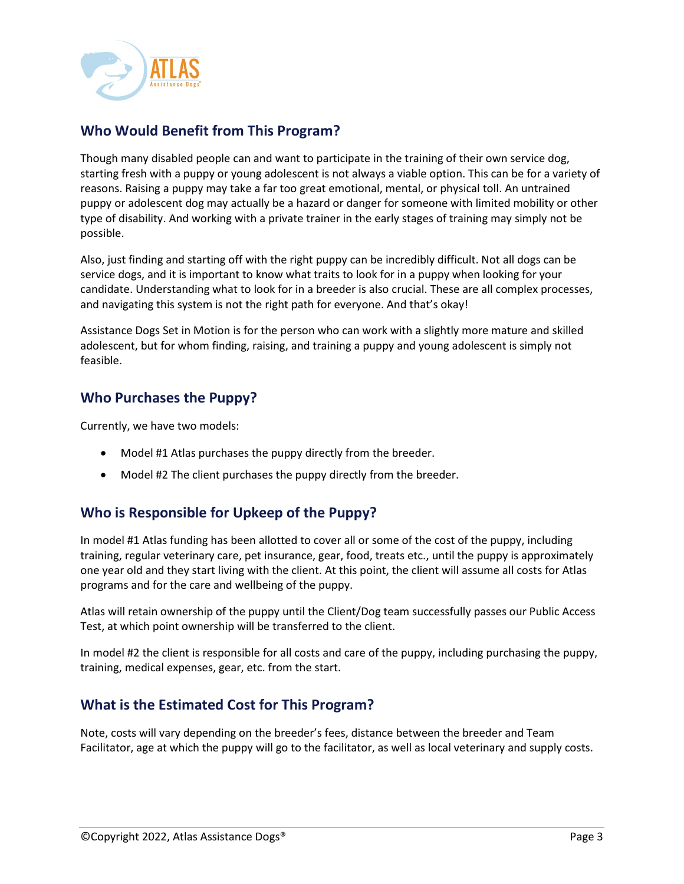## Who Would Benefit from This Program?

Though many disabled people can and want to participate in the training of their own service dog, starting fresh with a puppy or young adolescent is not always a viable option. This can be for a variety of reasons. Raising a puppy may take a far too great emotional, mental, or physical toll. An untrained puppy or adolescent dog may actually be a hazard or danger for someone with limited mobility or other type of disability. And working with a private trainer in the early stages of training may simply not be possible.

Also, just finding and starting off with the right puppy can be incredibly difficult. Not all dogs can be service dogs, and it is important to know what traits to look for in a puppy when looking for your candidate. Understanding what to look for in a breeder is also crucial. These are all complex processes, and navigating this system is not the right path for everyone. And that's okay!

Assistance Dogs Set in Motion is for the person who can work with a slightly more mature and skilled adolescent, but for whom finding, raising, and training a puppy and young adolescent is simply not feasible.

## Who Purchases the Puppy?

Currently, we have two models:

- Model #1 Atlas purchases the puppy directly from the breeder.
- Model #2 The client purchases the puppy directly from the breeder.

## Who is Responsible for Upkeep of the Puppy?

In model #1 Atlas funding has been allotted to cover all or some of the cost of the puppy, including training, regular veterinary care, pet insurance, gear, food, treats etc., until the puppy is approximately one year old and they start living with the client. At this point, the client will assume all costs for Atlas programs and for the care and wellbeing of the puppy.

Atlas will retain ownership of the puppy until the Client/Dog team successfully passes our Public Access Test, at which point ownership will be transferred to the client.

In model #2 the client is responsible for all costs and care of the puppy, including purchasing the puppy, training, medical expenses, gear, etc. from the start.

## What is the Estimated Cost for This Program?

Note, costs will vary depending on the breeder's fees, distance between the breeder and Team Facilitator, age at which the puppy will go to the facilitator, as well as local veterinary and supply costs.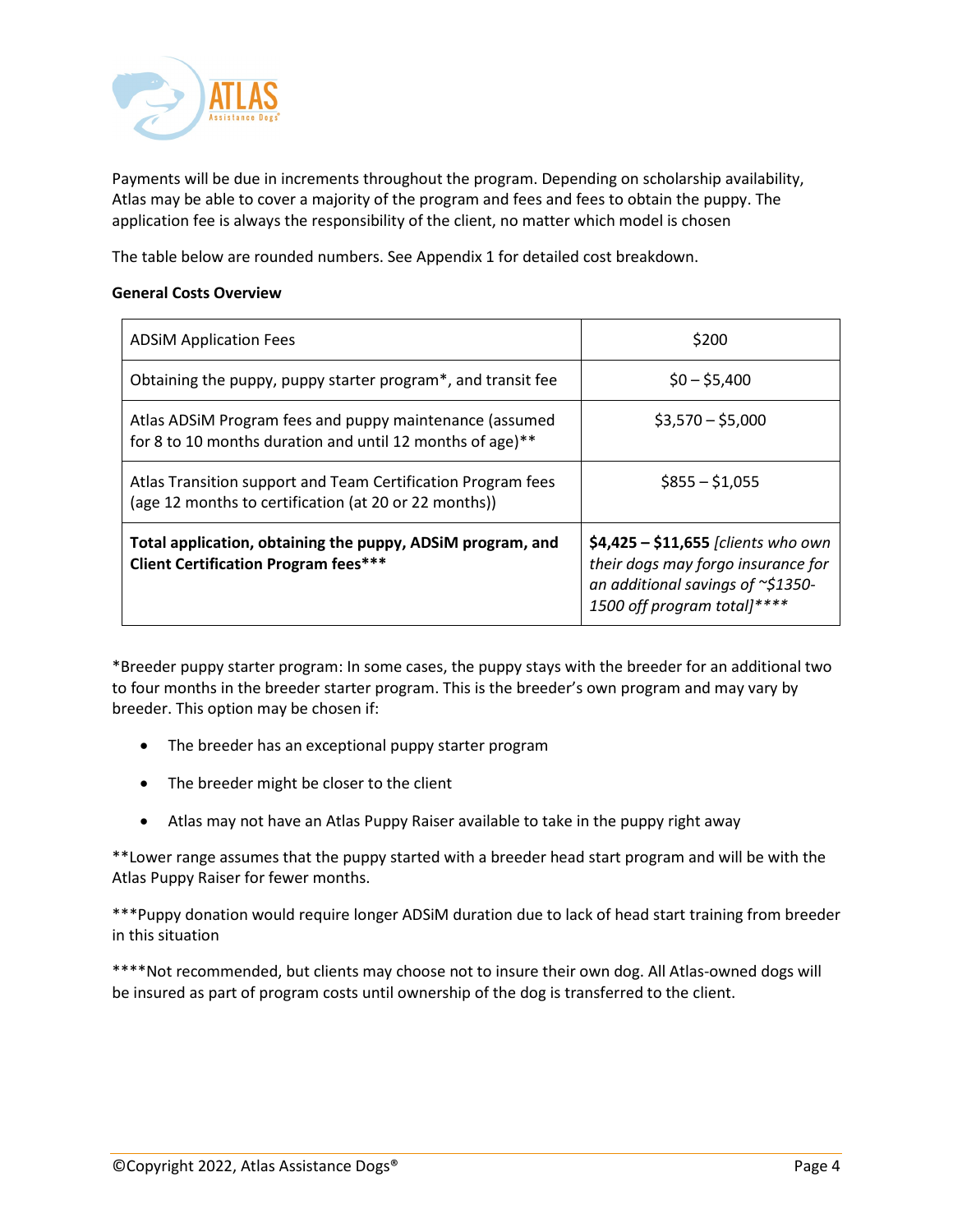Payments will be due in increments throughout the program. Depending on scholarship availability, Atlas may be able to cover a majority of the program and fees and fees to obtain the puppy. The application fee is always the responsibility of the client, no matter which model is chosen

The table below are rounded numbers. See Appendix 1 for detailed cost breakdown.

**General Costs Overview**

| | |
|---|---|
| ADSiM Application Fees | $200 |
| Obtaining the puppy, puppy starter program*, and transit fee | $0 – $5,400 |
| Atlas ADSiM Program fees and puppy maintenance (assumed for 8 to 10 months duration and until 12 months of age)** | $3,570 – $5,000 |
| Atlas Transition support and Team Certification Program fees (age 12 months to certification (at 20 or 22 months)) | $855 – $1,055 |
| **Total application, obtaining the puppy, ADSiM program, and Client Certification Program fees*** ** | **$4,425 – $11,655** *[clients who own their dogs may forgo insurance for an additional savings of ~$1350-1500 off program total]**** * |

*Breeder puppy starter program: In some cases, the puppy stays with the breeder for an additional two to four months in the breeder starter program. This is the breeder's own program and may vary by breeder. This option may be chosen if:

- The breeder has an exceptional puppy starter program
- The breeder might be closer to the client
- Atlas may not have an Atlas Puppy Raiser available to take in the puppy right away

**Lower range assumes that the puppy started with a breeder head start program and will be with the Atlas Puppy Raiser for fewer months.

***Puppy donation would require longer ADSiM duration due to lack of head start training from breeder in this situation

****Not recommended, but clients may choose not to insure their own dog. All Atlas-owned dogs will be insured as part of program costs until ownership of the dog is transferred to the client.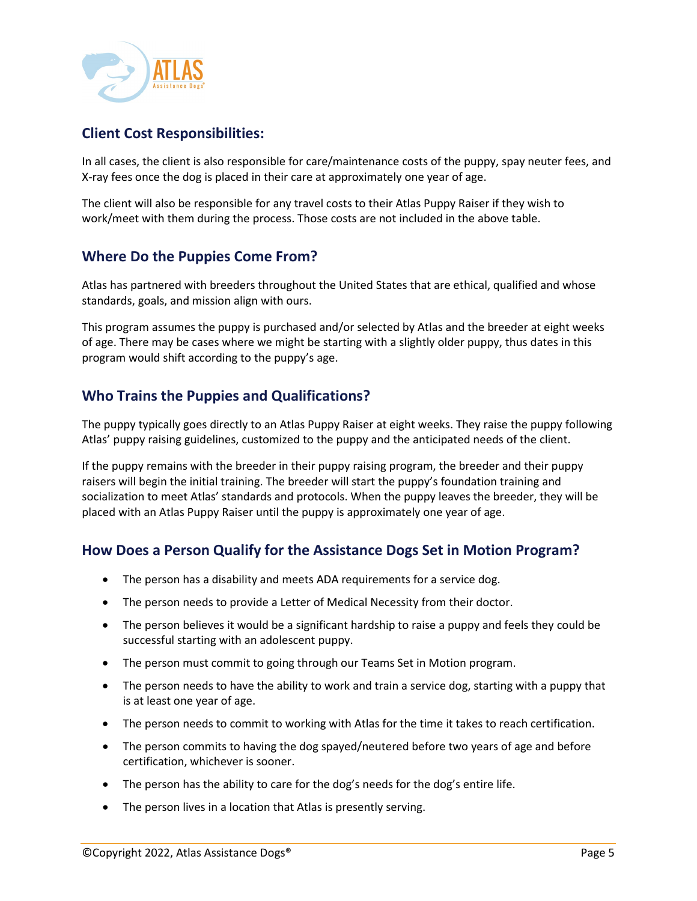## Client Cost Responsibilities:

In all cases, the client is also responsible for care/maintenance costs of the puppy, spay neuter fees, and X-ray fees once the dog is placed in their care at approximately one year of age.

The client will also be responsible for any travel costs to their Atlas Puppy Raiser if they wish to work/meet with them during the process. Those costs are not included in the above table.

## Where Do the Puppies Come From?

Atlas has partnered with breeders throughout the United States that are ethical, qualified and whose standards, goals, and mission align with ours.

This program assumes the puppy is purchased and/or selected by Atlas and the breeder at eight weeks of age. There may be cases where we might be starting with a slightly older puppy, thus dates in this program would shift according to the puppy's age.

## Who Trains the Puppies and Qualifications?

The puppy typically goes directly to an Atlas Puppy Raiser at eight weeks. They raise the puppy following Atlas' puppy raising guidelines, customized to the puppy and the anticipated needs of the client.

If the puppy remains with the breeder in their puppy raising program, the breeder and their puppy raisers will begin the initial training. The breeder will start the puppy's foundation training and socialization to meet Atlas' standards and protocols. When the puppy leaves the breeder, they will be placed with an Atlas Puppy Raiser until the puppy is approximately one year of age.

## How Does a Person Qualify for the Assistance Dogs Set in Motion Program?

- The person has a disability and meets ADA requirements for a service dog.
- The person needs to provide a Letter of Medical Necessity from their doctor.
- The person believes it would be a significant hardship to raise a puppy and feels they could be successful starting with an adolescent puppy.
- The person must commit to going through our Teams Set in Motion program.
- The person needs to have the ability to work and train a service dog, starting with a puppy that is at least one year of age.
- The person needs to commit to working with Atlas for the time it takes to reach certification.
- The person commits to having the dog spayed/neutered before two years of age and before certification, whichever is sooner.
- The person has the ability to care for the dog's needs for the dog's entire life.
- The person lives in a location that Atlas is presently serving.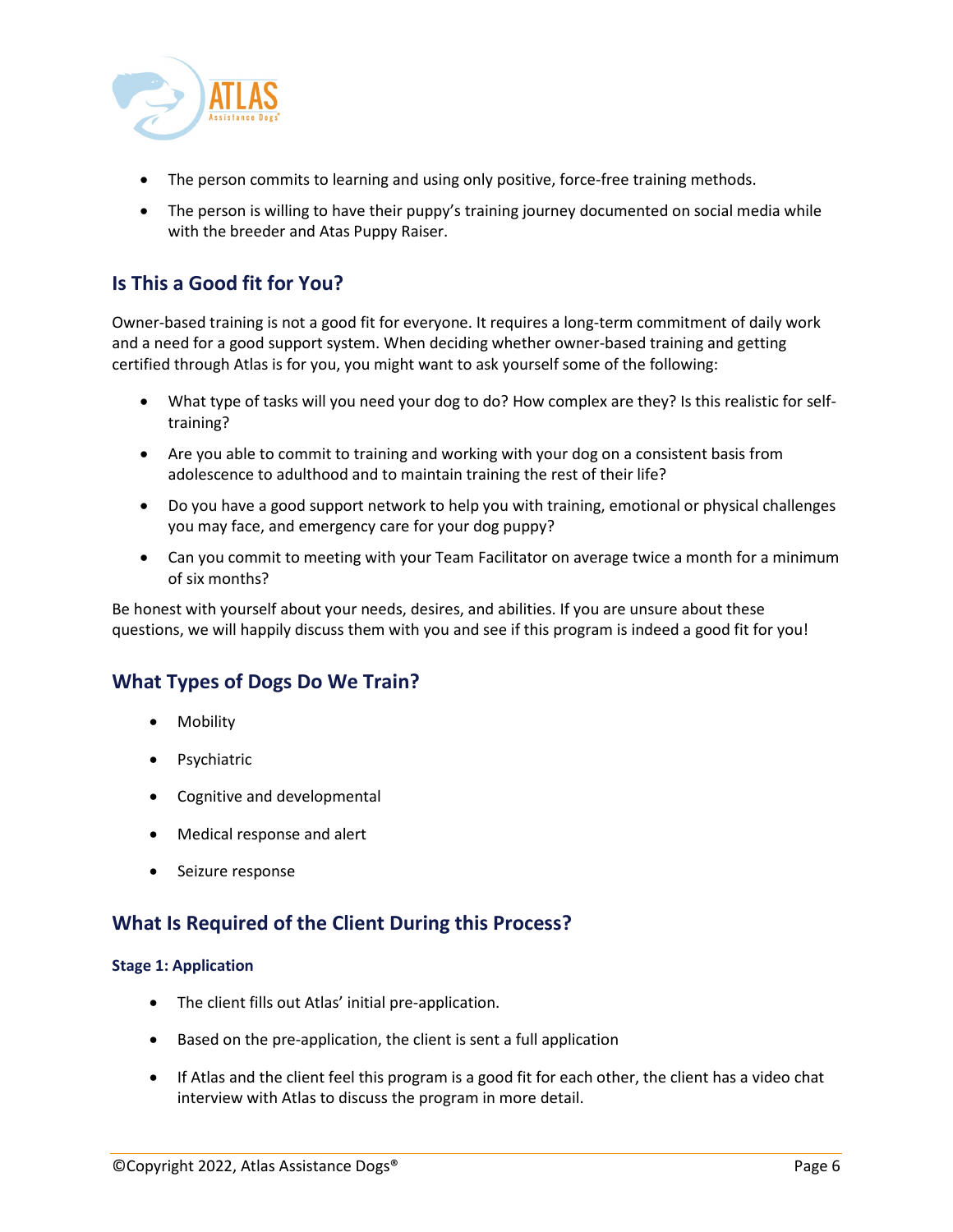- The person commits to learning and using only positive, force-free training methods.
- The person is willing to have their puppy's training journey documented on social media while with the breeder and Atas Puppy Raiser.

## Is This a Good fit for You?

Owner-based training is not a good fit for everyone. It requires a long-term commitment of daily work and a need for a good support system. When deciding whether owner-based training and getting certified through Atlas is for you, you might want to ask yourself some of the following:

- What type of tasks will you need your dog to do? How complex are they? Is this realistic for self-training?
- Are you able to commit to training and working with your dog on a consistent basis from adolescence to adulthood and to maintain training the rest of their life?
- Do you have a good support network to help you with training, emotional or physical challenges you may face, and emergency care for your dog puppy?
- Can you commit to meeting with your Team Facilitator on average twice a month for a minimum of six months?

Be honest with yourself about your needs, desires, and abilities. If you are unsure about these questions, we will happily discuss them with you and see if this program is indeed a good fit for you!

## What Types of Dogs Do We Train?

- Mobility
- Psychiatric
- Cognitive and developmental
- Medical response and alert
- Seizure response

## What Is Required of the Client During this Process?

### Stage 1: Application

- The client fills out Atlas' initial pre-application.
- Based on the pre-application, the client is sent a full application
- If Atlas and the client feel this program is a good fit for each other, the client has a video chat interview with Atlas to discuss the program in more detail.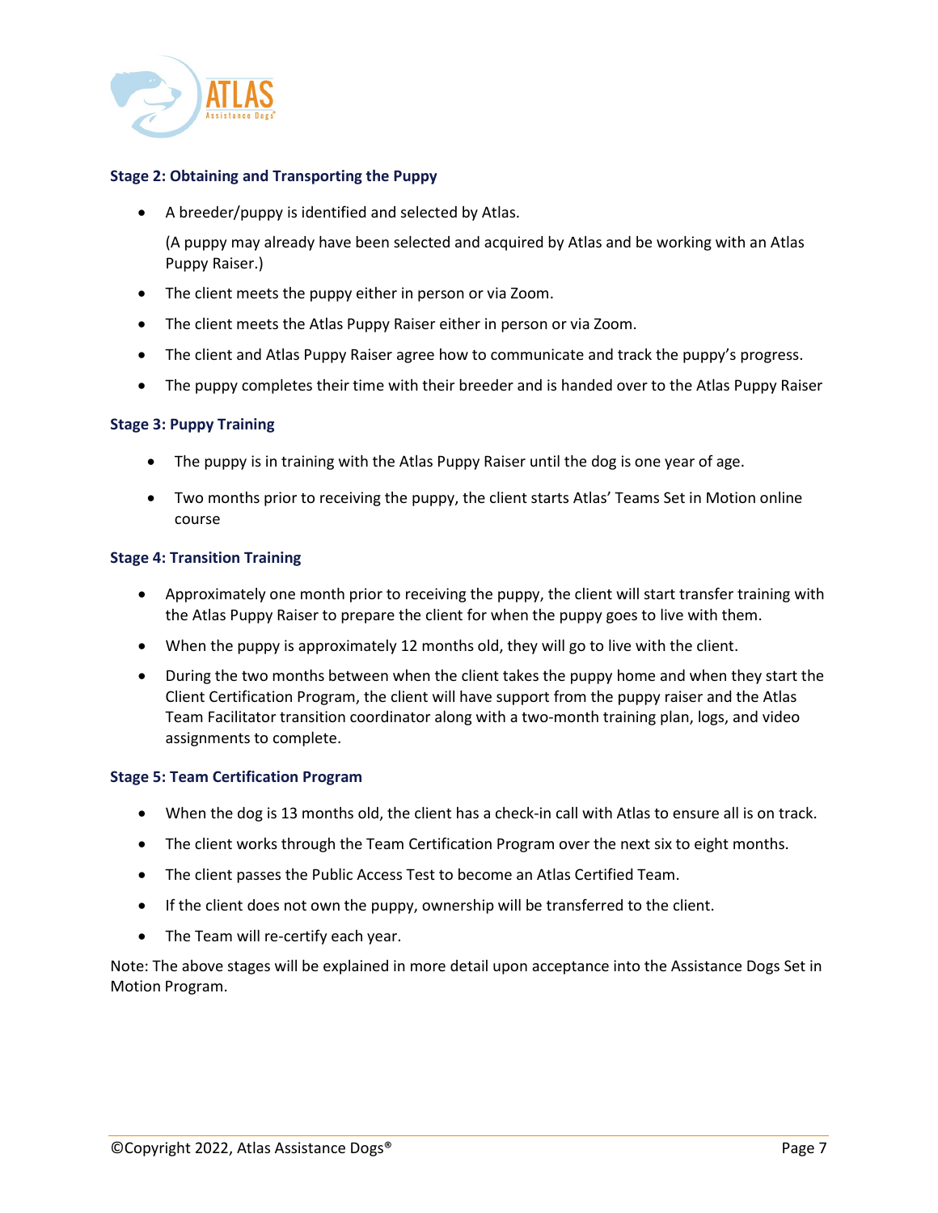### Stage 2: Obtaining and Transporting the Puppy

- A breeder/puppy is identified and selected by Atlas.

  (A puppy may already have been selected and acquired by Atlas and be working with an Atlas Puppy Raiser.)

- The client meets the puppy either in person or via Zoom.
- The client meets the Atlas Puppy Raiser either in person or via Zoom.
- The client and Atlas Puppy Raiser agree how to communicate and track the puppy's progress.
- The puppy completes their time with their breeder and is handed over to the Atlas Puppy Raiser

### Stage 3: Puppy Training

- The puppy is in training with the Atlas Puppy Raiser until the dog is one year of age.
- Two months prior to receiving the puppy, the client starts Atlas' Teams Set in Motion online course

### Stage 4: Transition Training

- Approximately one month prior to receiving the puppy, the client will start transfer training with the Atlas Puppy Raiser to prepare the client for when the puppy goes to live with them.
- When the puppy is approximately 12 months old, they will go to live with the client.
- During the two months between when the client takes the puppy home and when they start the Client Certification Program, the client will have support from the puppy raiser and the Atlas Team Facilitator transition coordinator along with a two-month training plan, logs, and video assignments to complete.

### Stage 5: Team Certification Program

- When the dog is 13 months old, the client has a check-in call with Atlas to ensure all is on track.
- The client works through the Team Certification Program over the next six to eight months.
- The client passes the Public Access Test to become an Atlas Certified Team.
- If the client does not own the puppy, ownership will be transferred to the client.
- The Team will re-certify each year.

Note: The above stages will be explained in more detail upon acceptance into the Assistance Dogs Set in Motion Program.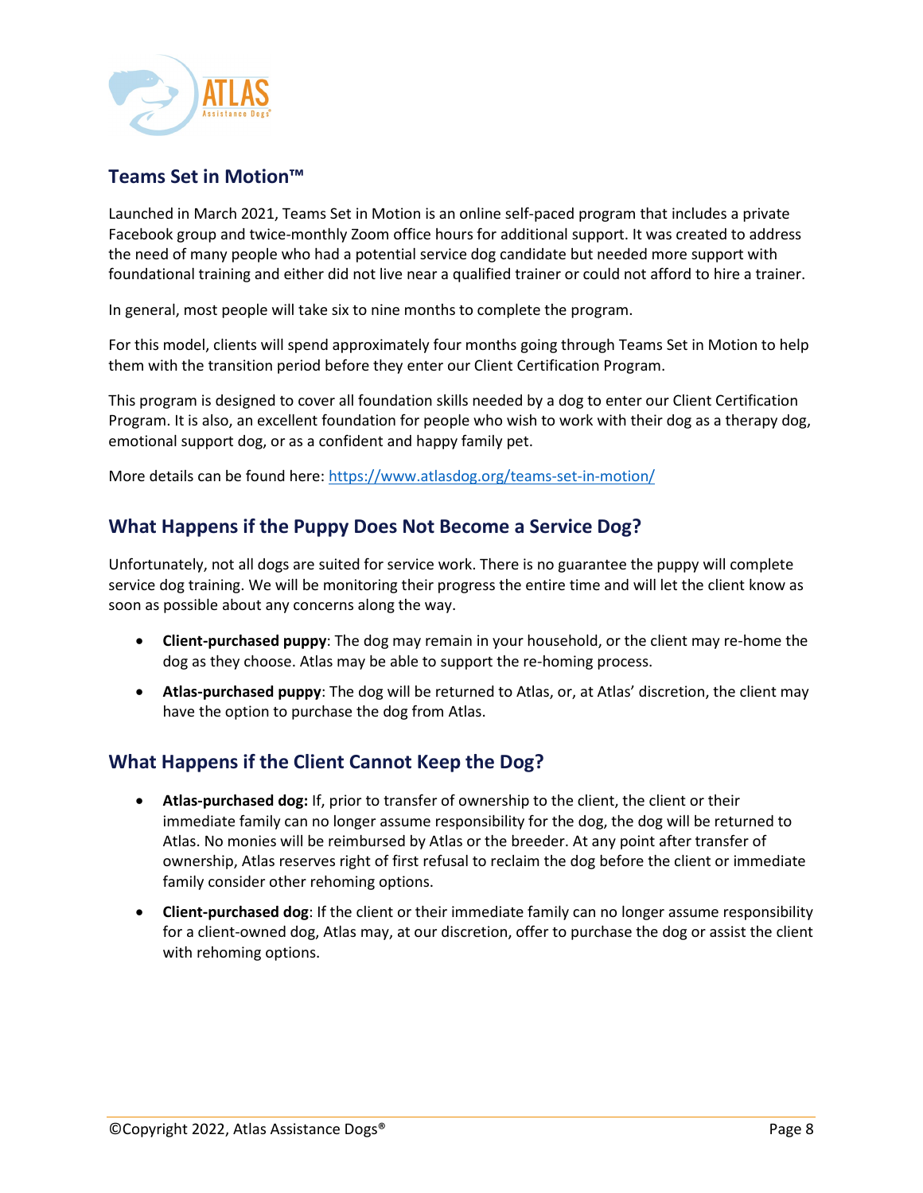## Teams Set in Motion™

Launched in March 2021, Teams Set in Motion is an online self-paced program that includes a private Facebook group and twice-monthly Zoom office hours for additional support. It was created to address the need of many people who had a potential service dog candidate but needed more support with foundational training and either did not live near a qualified trainer or could not afford to hire a trainer.

In general, most people will take six to nine months to complete the program.

For this model, clients will spend approximately four months going through Teams Set in Motion to help them with the transition period before they enter our Client Certification Program.

This program is designed to cover all foundation skills needed by a dog to enter our Client Certification Program. It is also, an excellent foundation for people who wish to work with their dog as a therapy dog, emotional support dog, or as a confident and happy family pet.

More details can be found here: [https://www.atlasdog.org/teams-set-in-motion/](https://www.atlasdog.org/teams-set-in-motion/)

## What Happens if the Puppy Does Not Become a Service Dog?

Unfortunately, not all dogs are suited for service work. There is no guarantee the puppy will complete service dog training. We will be monitoring their progress the entire time and will let the client know as soon as possible about any concerns along the way.

- **Client-purchased puppy**: The dog may remain in your household, or the client may re-home the dog as they choose. Atlas may be able to support the re-homing process.
- **Atlas-purchased puppy**: The dog will be returned to Atlas, or, at Atlas' discretion, the client may have the option to purchase the dog from Atlas.

## What Happens if the Client Cannot Keep the Dog?

- **Atlas-purchased dog:** If, prior to transfer of ownership to the client, the client or their immediate family can no longer assume responsibility for the dog, the dog will be returned to Atlas. No monies will be reimbursed by Atlas or the breeder. At any point after transfer of ownership, Atlas reserves right of first refusal to reclaim the dog before the client or immediate family consider other rehoming options.
- **Client-purchased dog**: If the client or their immediate family can no longer assume responsibility for a client-owned dog, Atlas may, at our discretion, offer to purchase the dog or assist the client with rehoming options.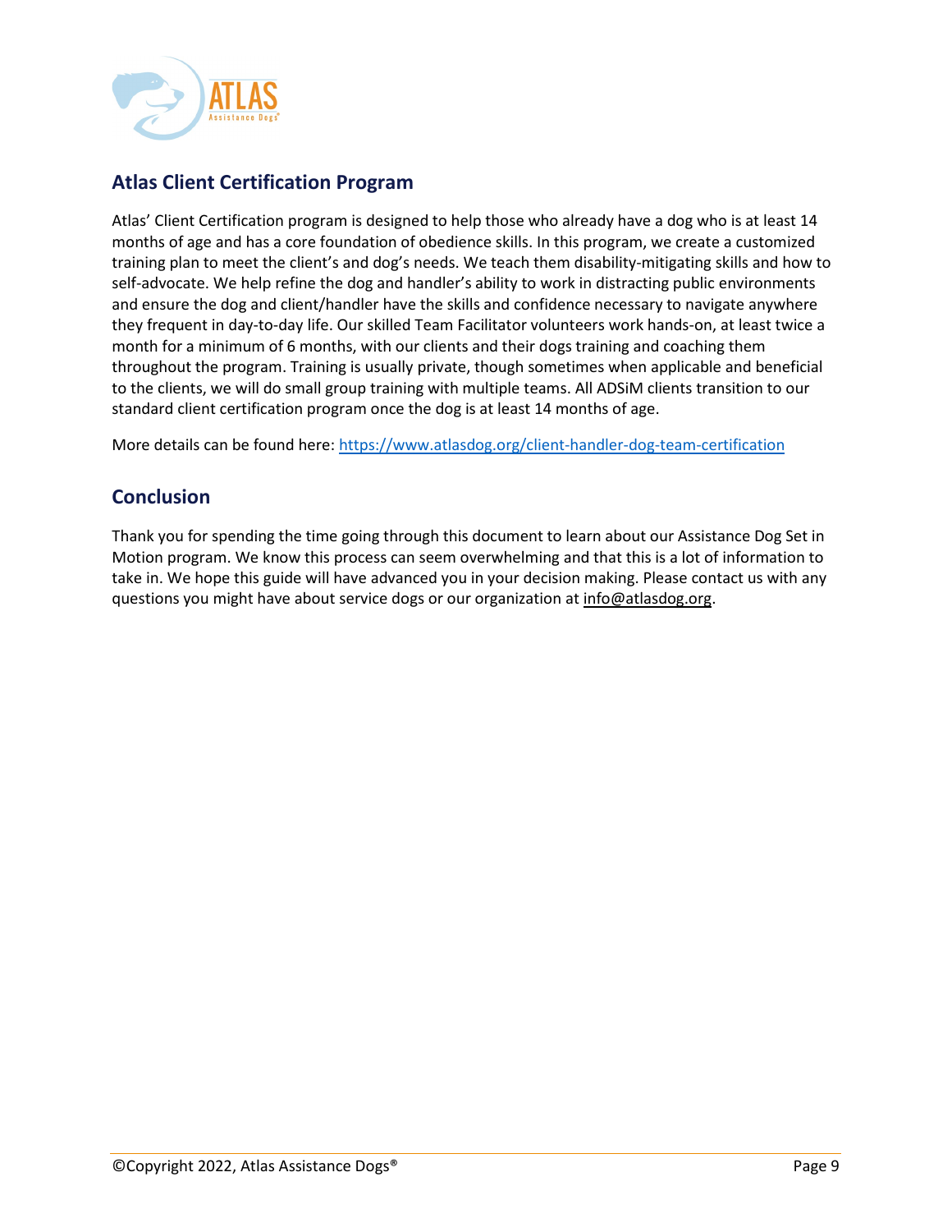## Atlas Client Certification Program

Atlas' Client Certification program is designed to help those who already have a dog who is at least 14 months of age and has a core foundation of obedience skills. In this program, we create a customized training plan to meet the client's and dog's needs. We teach them disability-mitigating skills and how to self-advocate. We help refine the dog and handler's ability to work in distracting public environments and ensure the dog and client/handler have the skills and confidence necessary to navigate anywhere they frequent in day-to-day life. Our skilled Team Facilitator volunteers work hands-on, at least twice a month for a minimum of 6 months, with our clients and their dogs training and coaching them throughout the program. Training is usually private, though sometimes when applicable and beneficial to the clients, we will do small group training with multiple teams. All ADSiM clients transition to our standard client certification program once the dog is at least 14 months of age.

More details can be found here: https://www.atlasdog.org/client-handler-dog-team-certification

## Conclusion

Thank you for spending the time going through this document to learn about our Assistance Dog Set in Motion program. We know this process can seem overwhelming and that this is a lot of information to take in. We hope this guide will have advanced you in your decision making. Please contact us with any questions you might have about service dogs or our organization at info@atlasdog.org.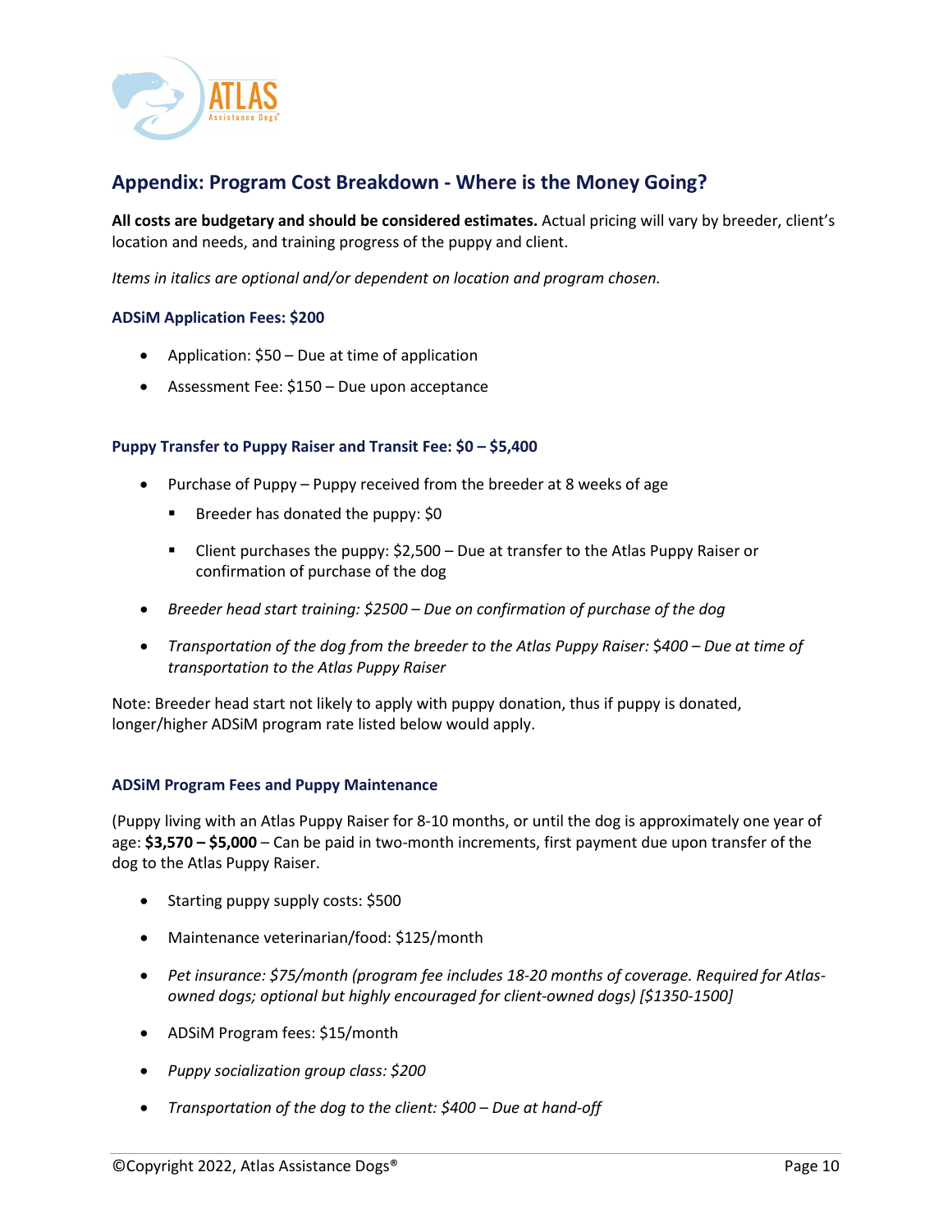## Appendix: Program Cost Breakdown - Where is the Money Going?

**All costs are budgetary and should be considered estimates.** Actual pricing will vary by breeder, client's location and needs, and training progress of the puppy and client.

*Items in italics are optional and/or dependent on location and program chosen.*

### ADSiM Application Fees: $200

- Application: $50 – Due at time of application
- Assessment Fee: $150 – Due upon acceptance

### Puppy Transfer to Puppy Raiser and Transit Fee: $0 – $5,400

- Purchase of Puppy – Puppy received from the breeder at 8 weeks of age
  - Breeder has donated the puppy: $0
  - Client purchases the puppy: $2,500 – Due at transfer to the Atlas Puppy Raiser or confirmation of purchase of the dog
- *Breeder head start training: $2500 – Due on confirmation of purchase of the dog*
- *Transportation of the dog from the breeder to the Atlas Puppy Raiser: $400 – Due at time of transportation to the Atlas Puppy Raiser*

Note: Breeder head start not likely to apply with puppy donation, thus if puppy is donated, longer/higher ADSiM program rate listed below would apply.

### ADSiM Program Fees and Puppy Maintenance

(Puppy living with an Atlas Puppy Raiser for 8-10 months, or until the dog is approximately one year of age: **$3,570 – $5,000** – Can be paid in two-month increments, first payment due upon transfer of the dog to the Atlas Puppy Raiser.

- Starting puppy supply costs: $500
- Maintenance veterinarian/food: $125/month
- *Pet insurance: $75/month (program fee includes 18-20 months of coverage. Required for Atlas-owned dogs; optional but highly encouraged for client-owned dogs) [$1350-1500]*
- ADSiM Program fees: $15/month
- *Puppy socialization group class: $200*
- *Transportation of the dog to the client: $400 – Due at hand-off*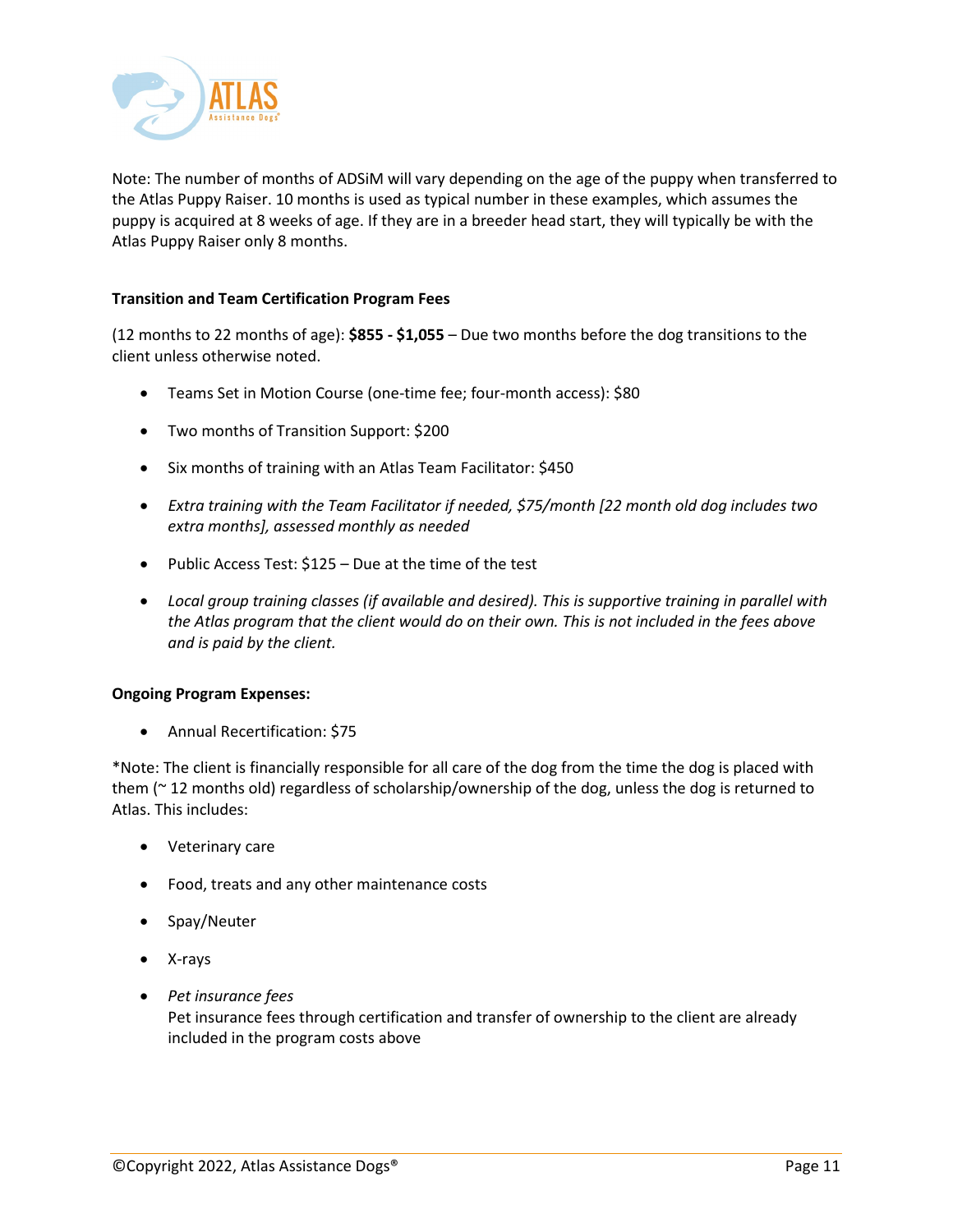Note: The number of months of ADSiM will vary depending on the age of the puppy when transferred to the Atlas Puppy Raiser. 10 months is used as typical number in these examples, which assumes the puppy is acquired at 8 weeks of age. If they are in a breeder head start, they will typically be with the Atlas Puppy Raiser only 8 months.

**Transition and Team Certification Program Fees**

(12 months to 22 months of age): **$855 - $1,055** – Due two months before the dog transitions to the client unless otherwise noted.

- Teams Set in Motion Course (one-time fee; four-month access): $80
- Two months of Transition Support: $200
- Six months of training with an Atlas Team Facilitator: $450
- *Extra training with the Team Facilitator if needed, $75/month [22 month old dog includes two extra months], assessed monthly as needed*
- Public Access Test: $125 – Due at the time of the test
- *Local group training classes (if available and desired). This is supportive training in parallel with the Atlas program that the client would do on their own. This is not included in the fees above and is paid by the client.*

**Ongoing Program Expenses:**

- Annual Recertification: $75

*Note: The client is financially responsible for all care of the dog from the time the dog is placed with them (~ 12 months old) regardless of scholarship/ownership of the dog, unless the dog is returned to Atlas. This includes:

- Veterinary care
- Food, treats and any other maintenance costs
- Spay/Neuter
- X-rays
- *Pet insurance fees*
  Pet insurance fees through certification and transfer of ownership to the client are already included in the program costs above